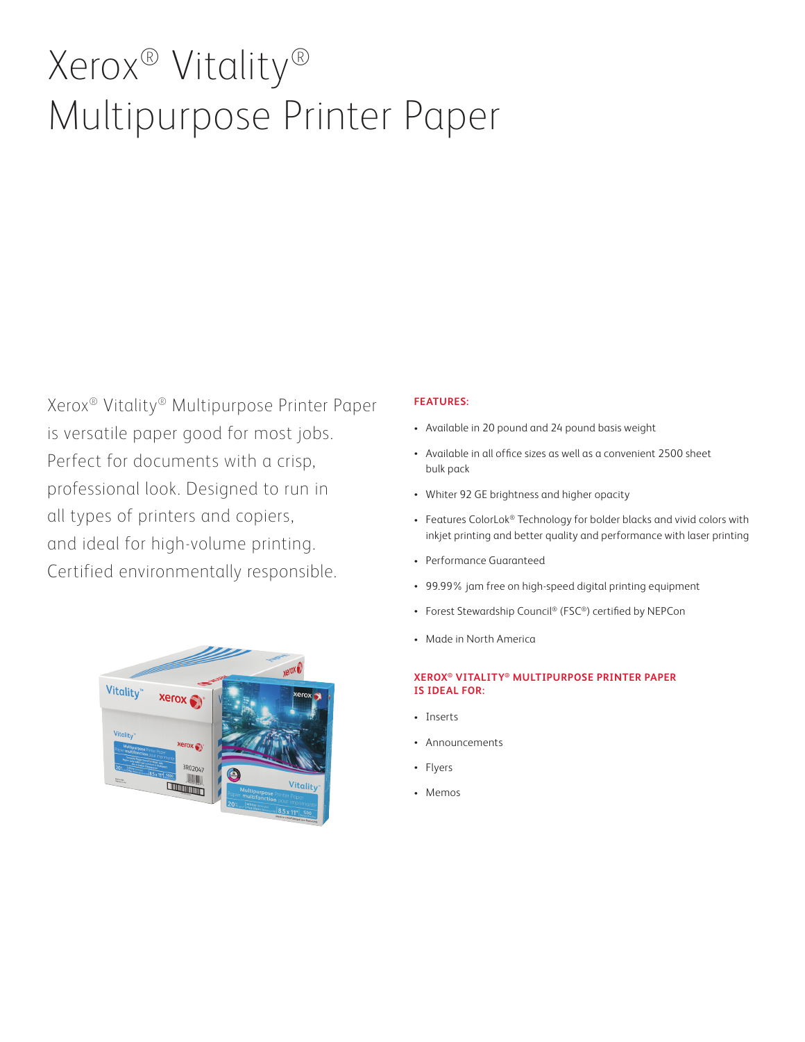# Xerox® Vitality® Multipurpose Printer Paper

Xerox® Vitality® Multipurpose Printer Paper is versatile paper good for most jobs. Perfect for documents with a crisp, professional look. Designed to run in all types of printers and copiers, and ideal for high-volume printing. Certified environmentally responsible.

**FEATURES:**

- Available in 20 pound and 24 pound basis weight
- Available in all office sizes as well as a convenient 2500 sheet bulk pack
- Whiter 92 GE brightness and higher opacity
- Features ColorLok® Technology for bolder blacks and vivid colors with inkjet printing and better quality and performance with laser printing
- Performance Guaranteed
- 99.99% jam free on high-speed digital printing equipment
- Forest Stewardship Council® (FSC®) certified by NEPCon
- Made in North America

**XEROX® VITALITY® MULTIPURPOSE PRINTER PAPER IS IDEAL FOR:**

- Inserts
- Announcements
- Flyers
- Memos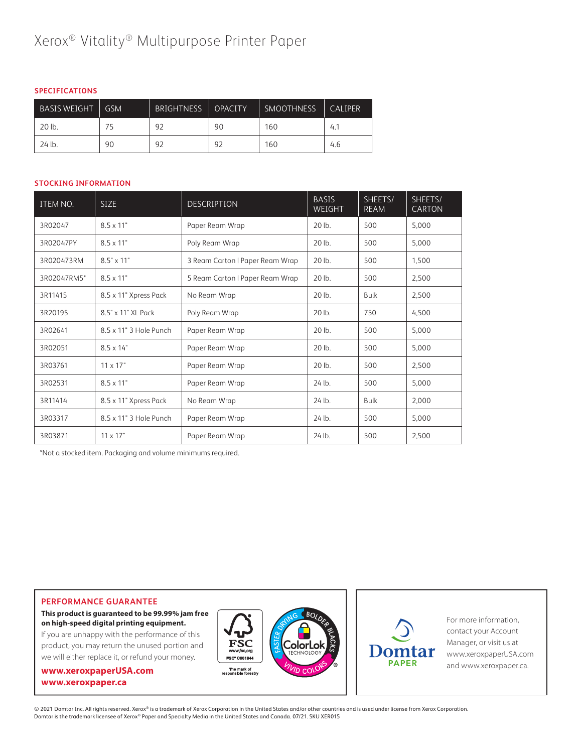# Xerox® Vitality® Multipurpose Printer Paper

### SPECIFICATIONS

| BASIS WEIGHT | GSM | BRIGHTNESS | OPACITY | SMOOTHNESS | CALIPER |
|---|---|---|---|---|---|
| 20 lb. | 75 | 92 | 90 | 160 | 4.1 |
| 24 lb. | 90 | 92 | 92 | 160 | 4.6 |

### STOCKING INFORMATION

| ITEM NO. | SIZE | DESCRIPTION | BASIS WEIGHT | SHEETS/ REAM | SHEETS/ CARTON |
|---|---|---|---|---|---|
| 3R02047 | 8.5 x 11" | Paper Ream Wrap | 20 lb. | 500 | 5,000 |
| 3R02047PY | 8.5 x 11" | Poly Ream Wrap | 20 lb. | 500 | 5,000 |
| 3R020473RM | 8.5" x 11" | 3 Ream Carton \| Paper Ream Wrap | 20 lb. | 500 | 1,500 |
| 3R02047RM5* | 8.5 x 11" | 5 Ream Carton \| Paper Ream Wrap | 20 lb. | 500 | 2,500 |
| 3R11415 | 8.5 x 11" Xpress Pack | No Ream Wrap | 20 lb. | Bulk | 2,500 |
| 3R20195 | 8.5" x 11" XL Pack | Poly Ream Wrap | 20 lb. | 750 | 4,500 |
| 3R02641 | 8.5 x 11" 3 Hole Punch | Paper Ream Wrap | 20 lb. | 500 | 5,000 |
| 3R02051 | 8.5 x 14" | Paper Ream Wrap | 20 lb. | 500 | 5,000 |
| 3R03761 | 11 x 17" | Paper Ream Wrap | 20 lb. | 500 | 2,500 |
| 3R02531 | 8.5 x 11" | Paper Ream Wrap | 24 lb. | 500 | 5,000 |
| 3R11414 | 8.5 x 11" Xpress Pack | No Ream Wrap | 24 lb. | Bulk | 2,000 |
| 3R03317 | 8.5 x 11" 3 Hole Punch | Paper Ream Wrap | 24 lb. | 500 | 5,000 |
| 3R03871 | 11 x 17" | Paper Ream Wrap | 24 lb. | 500 | 2,500 |

*Not a stocked item. Packaging and volume minimums required.

### PERFORMANCE GUARANTEE

**This product is guaranteed to be 99.99% jam free on high-speed digital printing equipment.**

If you are unhappy with the performance of this product, you may return the unused portion and we will either replace it, or refund your money.

**www.xeroxpaperUSA.com**
**www.xeroxpaper.ca**

FSC www.fsc.org FSC® C001844 The mark of responsible forestry

ColorLok Technology — Faster Drying, Bolder Blacks, Vivid Colors

Domtar PAPER

For more information, contact your Account Manager, or visit us at www.xeroxpaperUSA.com and www.xeroxpaper.ca.

© 2021 Domtar Inc. All rights reserved. Xerox® is a trademark of Xerox Corporation in the United States and/or other countries and is used under license from Xerox Corporation. Domtar is the trademark licensee of Xerox® Paper and Specialty Media in the United States and Canada. 07/21. SKU XER015